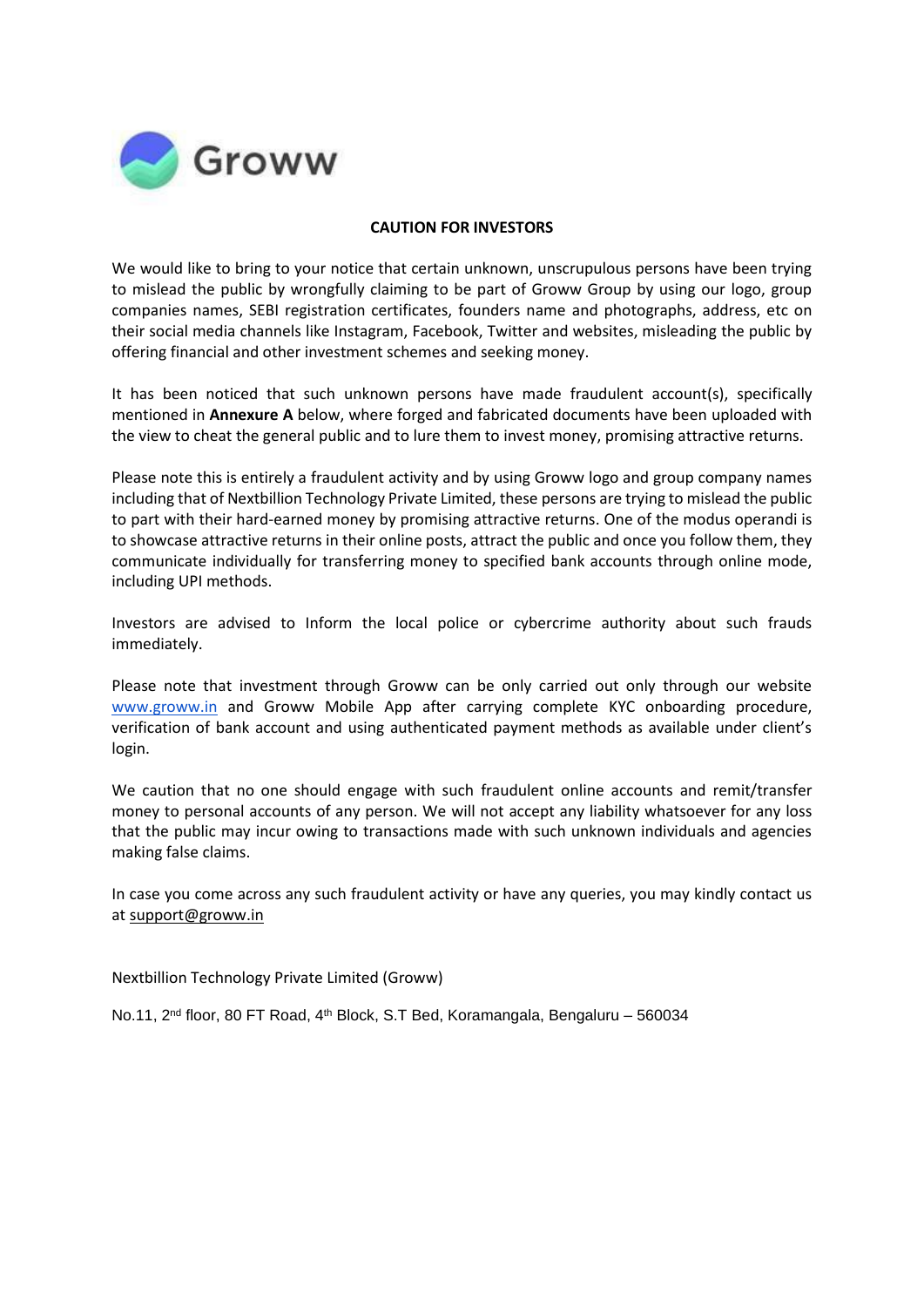Groww

**CAUTION FOR INVESTORS**

We would like to bring to your notice that certain unknown, unscrupulous persons have been trying to mislead the public by wrongfully claiming to be part of Groww Group by using our logo, group companies names, SEBI registration certificates, founders name and photographs, address, etc on their social media channels like Instagram, Facebook, Twitter and websites, misleading the public by offering financial and other investment schemes and seeking money.

It has been noticed that such unknown persons have made fraudulent account(s), specifically mentioned in **Annexure A** below, where forged and fabricated documents have been uploaded with the view to cheat the general public and to lure them to invest money, promising attractive returns.

Please note this is entirely a fraudulent activity and by using Groww logo and group company names including that of Nextbillion Technology Private Limited, these persons are trying to mislead the public to part with their hard-earned money by promising attractive returns. One of the modus operandi is to showcase attractive returns in their online posts, attract the public and once you follow them, they communicate individually for transferring money to specified bank accounts through online mode, including UPI methods.

Investors are advised to Inform the local police or cybercrime authority about such frauds immediately.

Please note that investment through Groww can be only carried out only through our website www.groww.in and Groww Mobile App after carrying complete KYC onboarding procedure, verification of bank account and using authenticated payment methods as available under client's login.

We caution that no one should engage with such fraudulent online accounts and remit/transfer money to personal accounts of any person. We will not accept any liability whatsoever for any loss that the public may incur owing to transactions made with such unknown individuals and agencies making false claims.

In case you come across any such fraudulent activity or have any queries, you may kindly contact us at support@groww.in

Nextbillion Technology Private Limited (Groww)

No.11, 2nd floor, 80 FT Road, 4th Block, S.T Bed, Koramangala, Bengaluru – 560034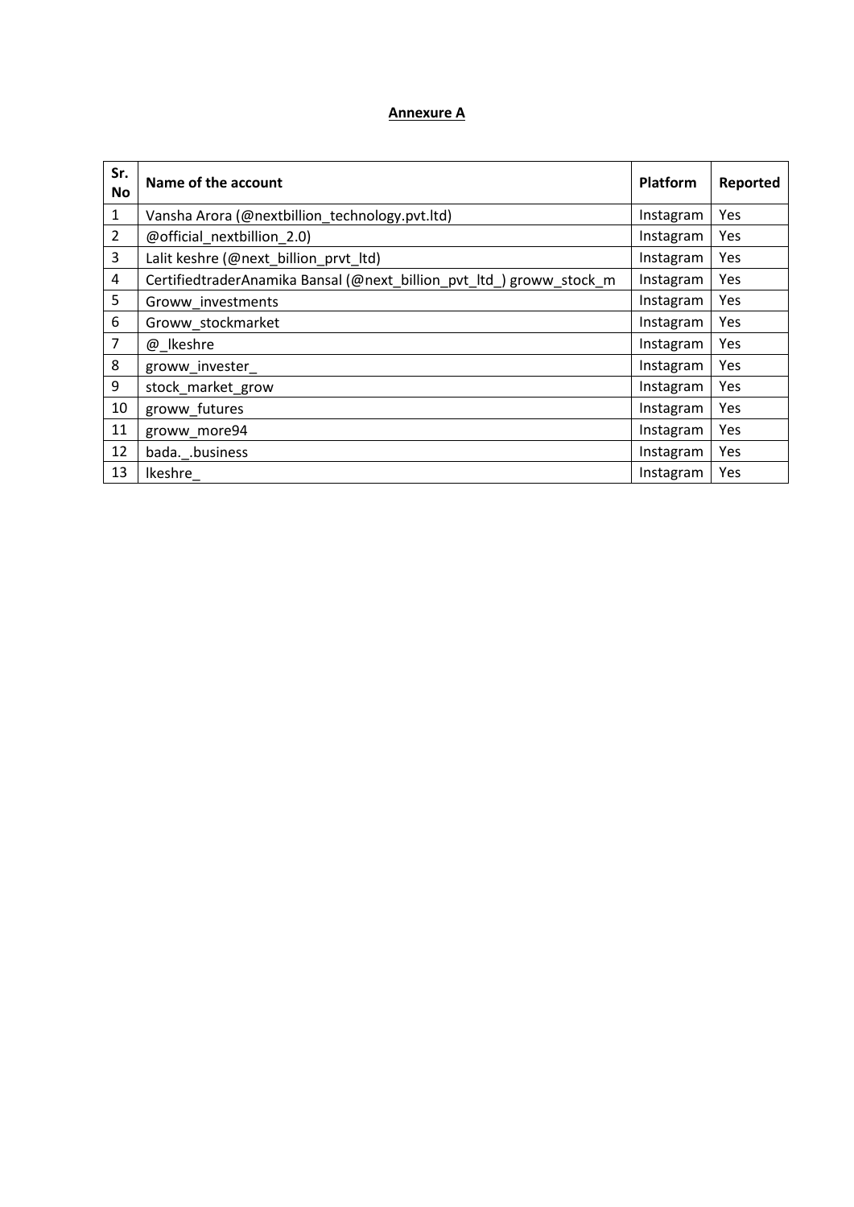**Annexure A**

| Sr. No | Name of the account | Platform | Reported |
|---|---|---|---|
| 1 | Vansha Arora (@nextbillion_technology.pvt.ltd) | Instagram | Yes |
| 2 | @official_nextbillion_2.0) | Instagram | Yes |
| 3 | Lalit keshre (@next_billion_prvt_ltd) | Instagram | Yes |
| 4 | CertifiedtraderAnamika Bansal (@next_billion_pvt_ltd_) groww_stock_m | Instagram | Yes |
| 5 | Groww_investments | Instagram | Yes |
| 6 | Groww_stockmarket | Instagram | Yes |
| 7 | @_lkeshre | Instagram | Yes |
| 8 | groww_invester_ | Instagram | Yes |
| 9 | stock_market_grow | Instagram | Yes |
| 10 | groww_futures | Instagram | Yes |
| 11 | groww_more94 | Instagram | Yes |
| 12 | bada._.business | Instagram | Yes |
| 13 | lkeshre_ | Instagram | Yes |